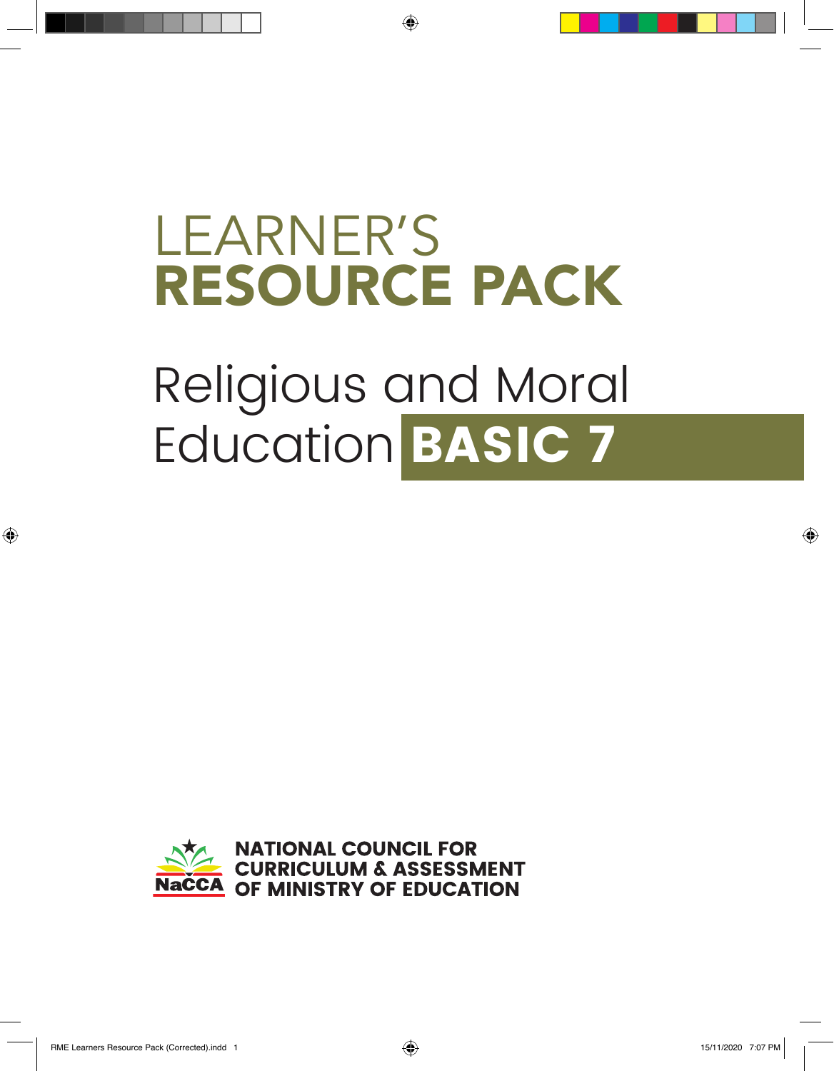# LEARNER'S RESOURCE PACK

# Religious and Moral Education BASIC 7

NATIONAL COUNCIL FOR CURRICULUM & ASSESSMENT OF MINISTRY OF EDUCATION

NaCCA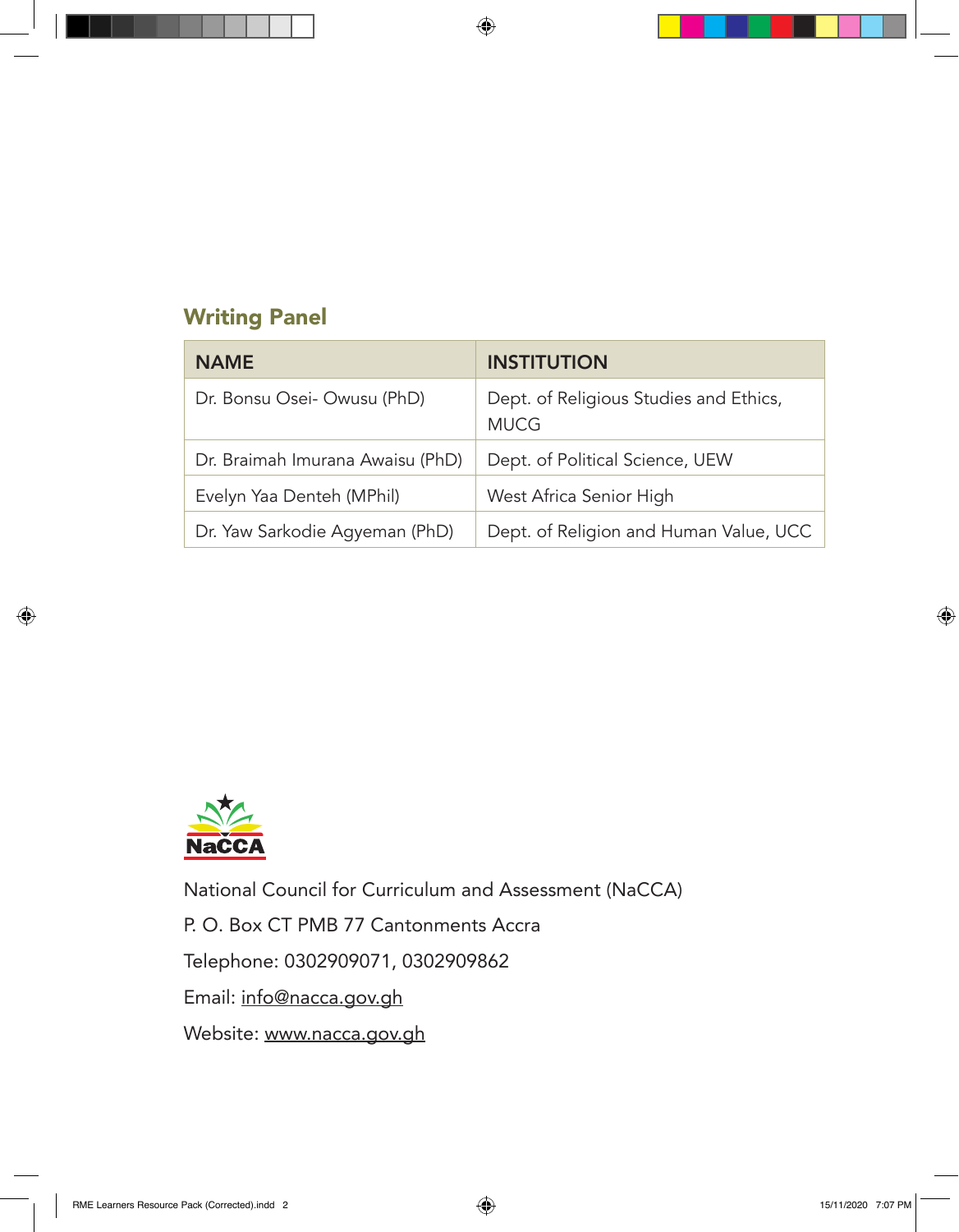## Writing Panel

| NAME | INSTITUTION |
| --- | --- |
| Dr. Bonsu Osei- Owusu (PhD) | Dept. of Religious Studies and Ethics, MUCG |
| Dr. Braimah Imurana Awaisu (PhD) | Dept. of Political Science, UEW |
| Evelyn Yaa Denteh (MPhil) | West Africa Senior High |
| Dr. Yaw Sarkodie Agyeman (PhD) | Dept. of Religion and Human Value, UCC |

NaCCA

National Council for Curriculum and Assessment (NaCCA)

P. O. Box CT PMB 77 Cantonments Accra

Telephone: 0302909071, 0302909862

Email: info@nacca.gov.gh

Website: www.nacca.gov.gh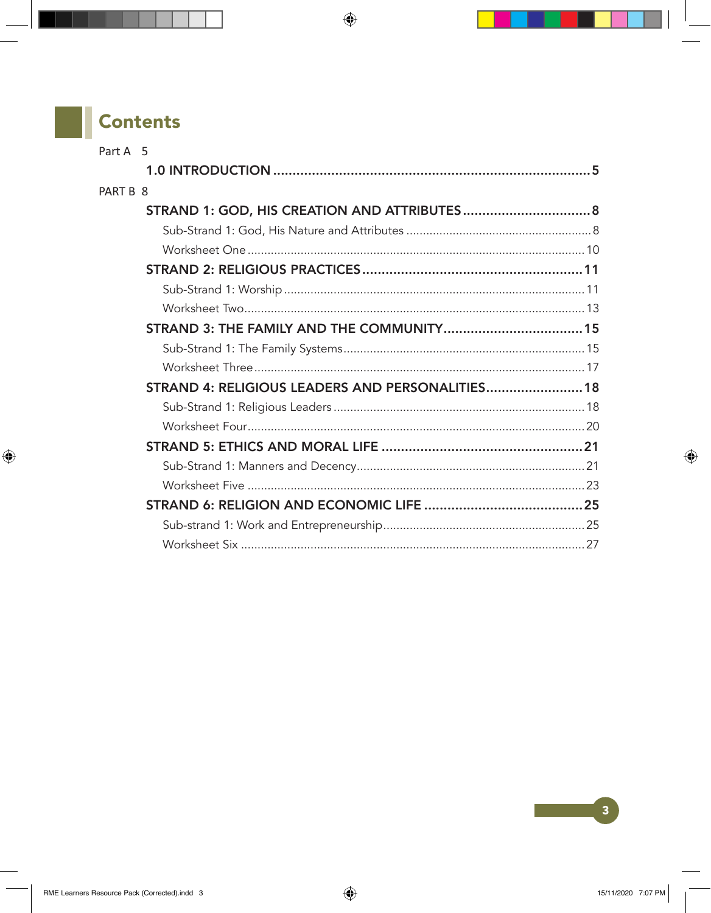# Contents

Part A 5

- **1.0 INTRODUCTION** .......... 5

PART B 8

- **STRAND 1: GOD, HIS CREATION AND ATTRIBUTES** .......... 8
  - Sub-Strand 1: God, His Nature and Attributes .......... 8
  - Worksheet One .......... 10
- **STRAND 2: RELIGIOUS PRACTICES** .......... 11
  - Sub-Strand 1: Worship .......... 11
  - Worksheet Two .......... 13
- **STRAND 3: THE FAMILY AND THE COMMUNITY** .......... 15
  - Sub-Strand 1: The Family Systems .......... 15
  - Worksheet Three .......... 17
- **STRAND 4: RELIGIOUS LEADERS AND PERSONALITIES** .......... 18
  - Sub-Strand 1: Religious Leaders .......... 18
  - Worksheet Four .......... 20
- **STRAND 5: ETHICS AND MORAL LIFE** .......... 21
  - Sub-Strand 1: Manners and Decency .......... 21
  - Worksheet Five .......... 23
- **STRAND 6: RELIGION AND ECONOMIC LIFE** .......... 25
  - Sub-strand 1: Work and Entrepreneurship .......... 25
  - Worksheet Six .......... 27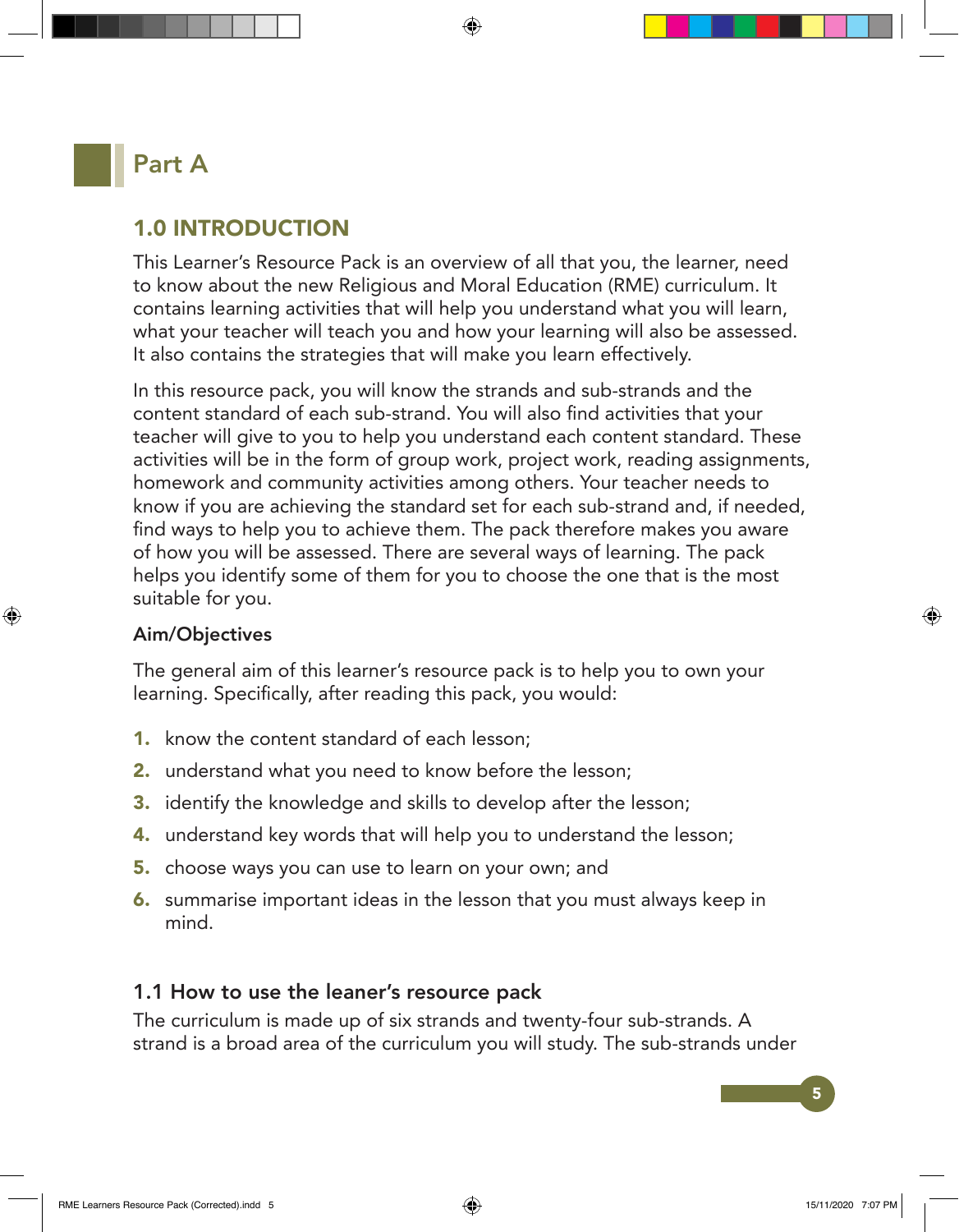# Part A

## 1.0 INTRODUCTION

This Learner's Resource Pack is an overview of all that you, the learner, need to know about the new Religious and Moral Education (RME) curriculum. It contains learning activities that will help you understand what you will learn, what your teacher will teach you and how your learning will also be assessed. It also contains the strategies that will make you learn effectively.

In this resource pack, you will know the strands and sub-strands and the content standard of each sub-strand. You will also find activities that your teacher will give to you to help you understand each content standard. These activities will be in the form of group work, project work, reading assignments, homework and community activities among others. Your teacher needs to know if you are achieving the standard set for each sub-strand and, if needed, find ways to help you to achieve them. The pack therefore makes you aware of how you will be assessed. There are several ways of learning. The pack helps you identify some of them for you to choose the one that is the most suitable for you.

### Aim/Objectives

The general aim of this learner's resource pack is to help you to own your learning. Specifically, after reading this pack, you would:

1. know the content standard of each lesson;
2. understand what you need to know before the lesson;
3. identify the knowledge and skills to develop after the lesson;
4. understand key words that will help you to understand the lesson;
5. choose ways you can use to learn on your own; and
6. summarise important ideas in the lesson that you must always keep in mind.

### 1.1 How to use the leaner's resource pack

The curriculum is made up of six strands and twenty-four sub-strands. A strand is a broad area of the curriculum you will study. The sub-strands under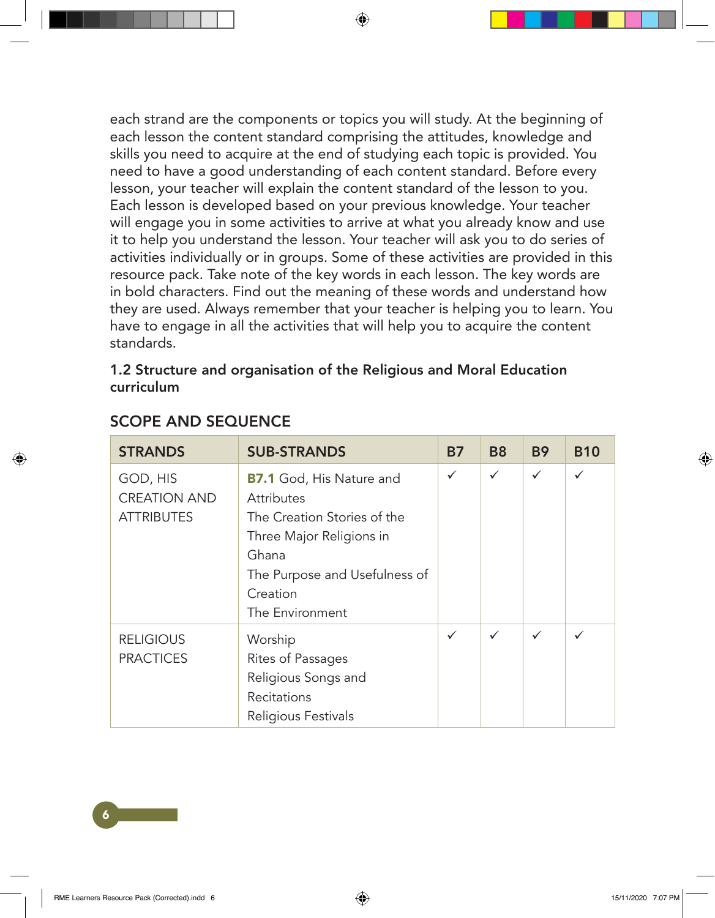each strand are the components or topics you will study. At the beginning of each lesson the content standard comprising the attitudes, knowledge and skills you need to acquire at the end of studying each topic is provided. You need to have a good understanding of each content standard. Before every lesson, your teacher will explain the content standard of the lesson to you. Each lesson is developed based on your previous knowledge. Your teacher will engage you in some activities to arrive at what you already know and use it to help you understand the lesson. Your teacher will ask you to do series of activities individually or in groups. Some of these activities are provided in this resource pack. Take note of the key words in each lesson. The key words are in bold characters. Find out the meaning of these words and understand how they are used. Always remember that your teacher is helping you to learn. You have to engage in all the activities that will help you to acquire the content standards.

### 1.2 Structure and organisation of the Religious and Moral Education curriculum

## SCOPE AND SEQUENCE

| STRANDS | SUB-STRANDS | B7 | B8 | B9 | B10 |
|---|---|---|---|---|---|
| GOD, HIS CREATION AND ATTRIBUTES | **B7.1** God, His Nature and Attributes<br>The Creation Stories of the Three Major Religions in Ghana<br>The Purpose and Usefulness of Creation<br>The Environment | ✓ | ✓ | ✓ | ✓ |
| RELIGIOUS PRACTICES | Worship<br>Rites of Passages<br>Religious Songs and Recitations<br>Religious Festivals | ✓ | ✓ | ✓ | ✓ |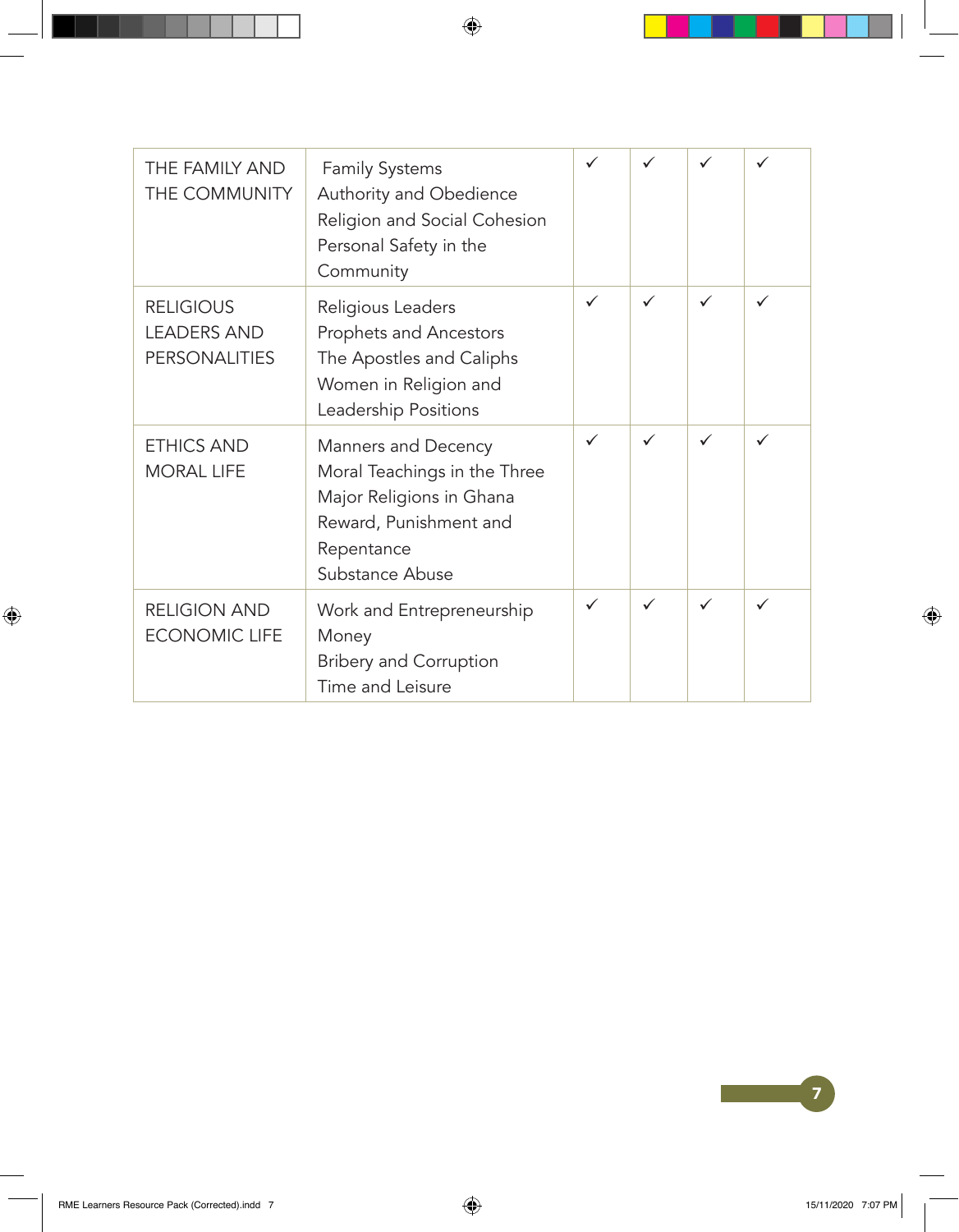| | | | | | |
|---|---|---|---|---|---|
| THE FAMILY AND THE COMMUNITY | Family Systems<br>Authority and Obedience<br>Religion and Social Cohesion<br>Personal Safety in the Community | ✓ | ✓ | ✓ | ✓ |
| RELIGIOUS LEADERS AND PERSONALITIES | Religious Leaders<br>Prophets and Ancestors<br>The Apostles and Caliphs<br>Women in Religion and Leadership Positions | ✓ | ✓ | ✓ | ✓ |
| ETHICS AND MORAL LIFE | Manners and Decency<br>Moral Teachings in the Three Major Religions in Ghana<br>Reward, Punishment and Repentance<br>Substance Abuse | ✓ | ✓ | ✓ | ✓ |
| RELIGION AND ECONOMIC LIFE | Work and Entrepreneurship<br>Money<br>Bribery and Corruption<br>Time and Leisure | ✓ | ✓ | ✓ | ✓ |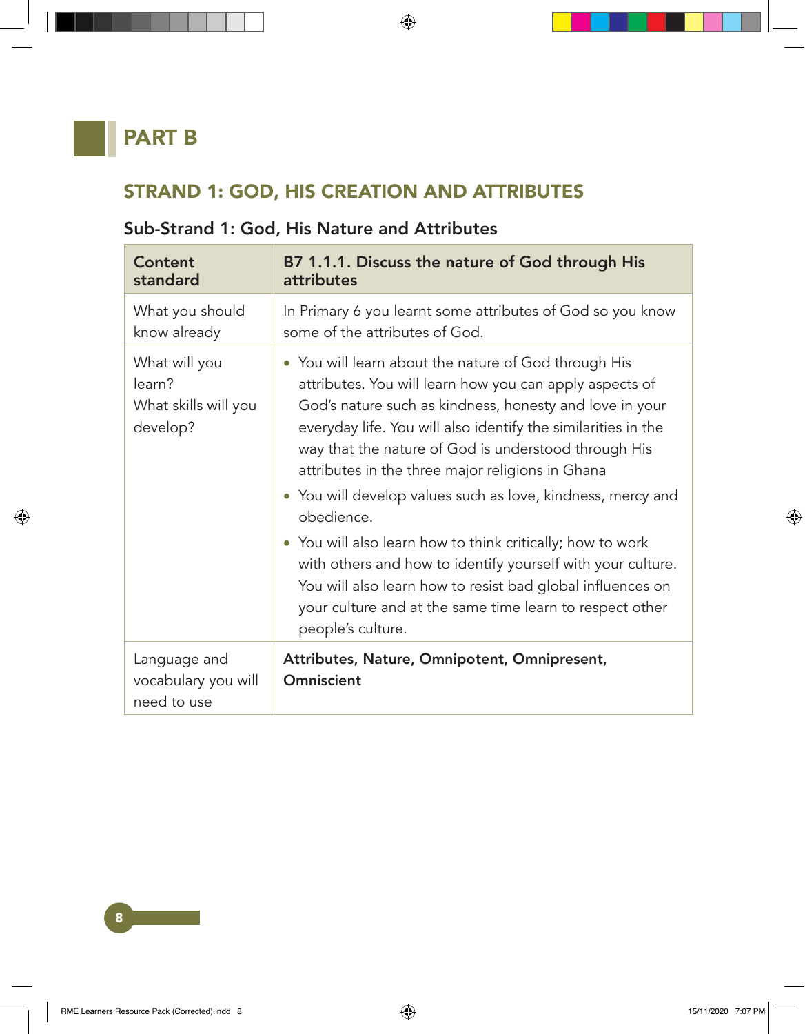# PART B

## STRAND 1: GOD, HIS CREATION AND ATTRIBUTES

### Sub-Strand 1: God, His Nature and Attributes

| **Content standard** | **B7 1.1.1. Discuss the nature of God through His attributes** |
|---|---|
| What you should know already | In Primary 6 you learnt some attributes of God so you know some of the attributes of God. |
| What will you learn?<br>What skills will you develop? | • You will learn about the nature of God through His attributes. You will learn how you can apply aspects of God's nature such as kindness, honesty and love in your everyday life. You will also identify the similarities in the way that the nature of God is understood through His attributes in the three major religions in Ghana<br>• You will develop values such as love, kindness, mercy and obedience.<br>• You will also learn how to think critically; how to work with others and how to identify yourself with your culture. You will also learn how to resist bad global influences on your culture and at the same time learn to respect other people's culture. |
| Language and vocabulary you will need to use | **Attributes, Nature, Omnipotent, Omnipresent, Omniscient** |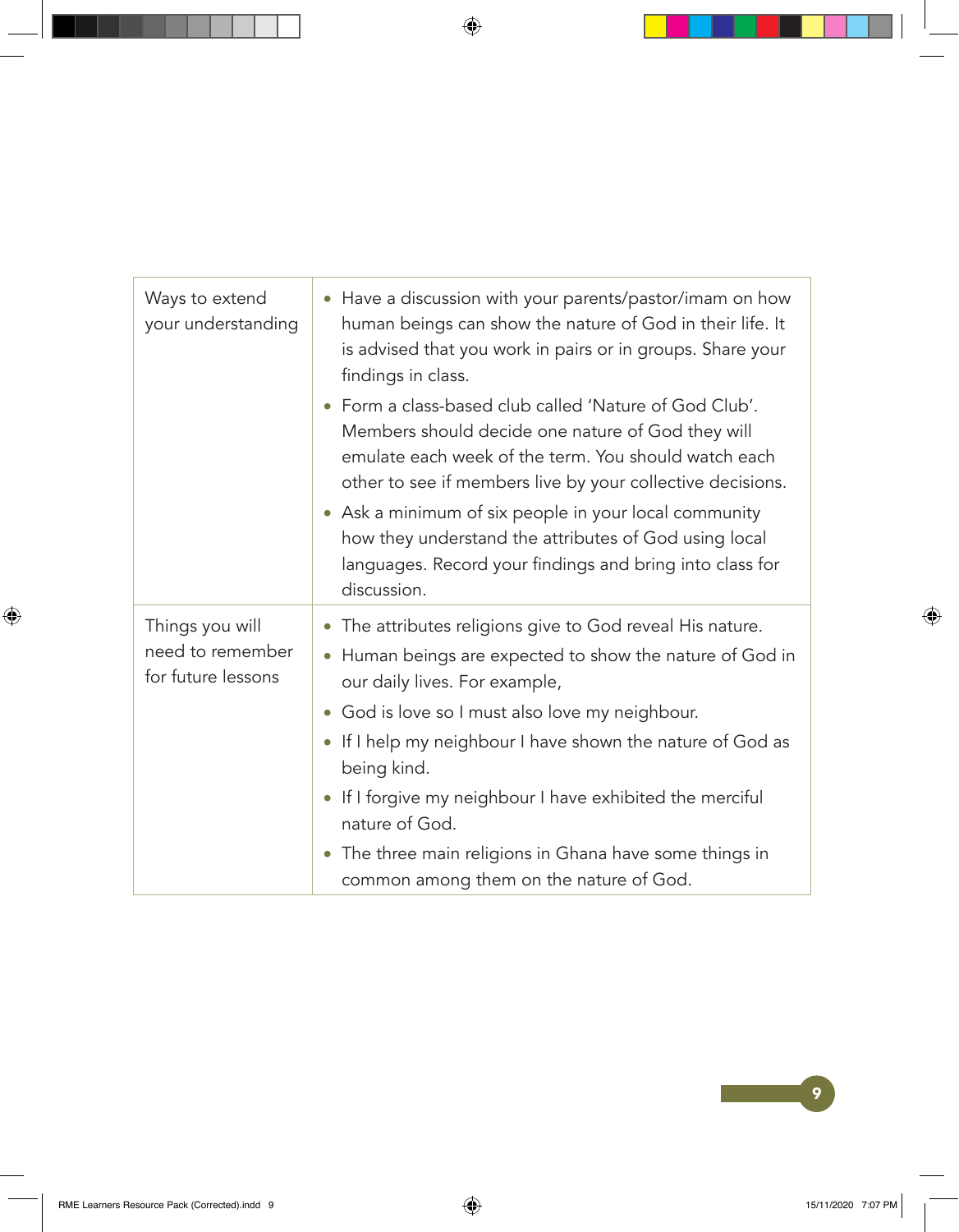| | |
|---|---|
| Ways to extend your understanding | • Have a discussion with your parents/pastor/imam on how human beings can show the nature of God in their life. It is advised that you work in pairs or in groups. Share your findings in class.<br>• Form a class-based club called 'Nature of God Club'. Members should decide one nature of God they will emulate each week of the term. You should watch each other to see if members live by your collective decisions.<br>• Ask a minimum of six people in your local community how they understand the attributes of God using local languages. Record your findings and bring into class for discussion. |
| Things you will need to remember for future lessons | • The attributes religions give to God reveal His nature.<br>• Human beings are expected to show the nature of God in our daily lives. For example,<br>• God is love so I must also love my neighbour.<br>• If I help my neighbour I have shown the nature of God as being kind.<br>• If I forgive my neighbour I have exhibited the merciful nature of God.<br>• The three main religions in Ghana have some things in common among them on the nature of God. |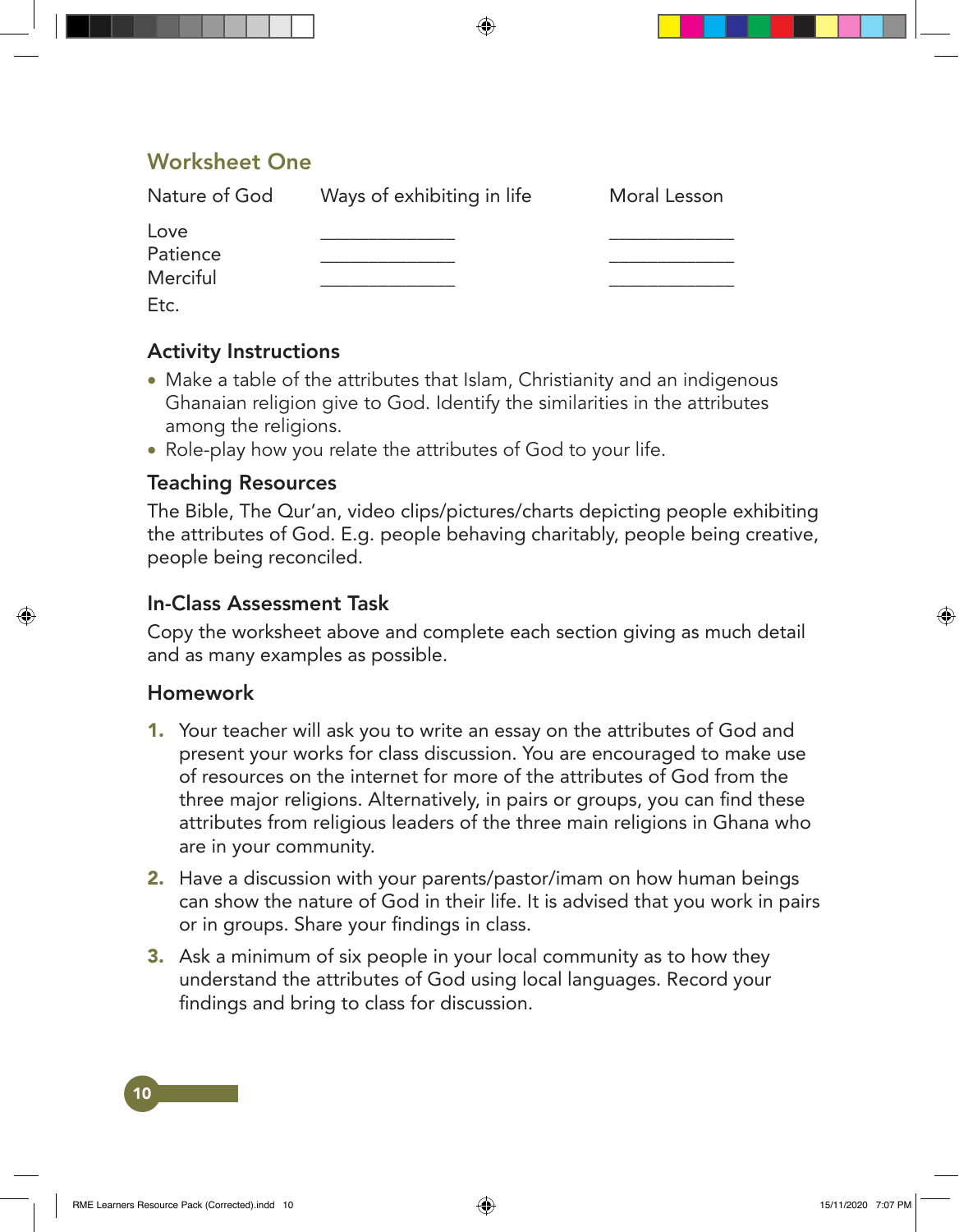## Worksheet One

| Nature of God | Ways of exhibiting in life | Moral Lesson |
|---|---|---|
| Love | ______________ | _____________ |
| Patience | ______________ | _____________ |
| Merciful | ______________ | _____________ |
| Etc. | | |

### Activity Instructions

- Make a table of the attributes that Islam, Christianity and an indigenous Ghanaian religion give to God. Identify the similarities in the attributes among the religions.
- Role-play how you relate the attributes of God to your life.

### Teaching Resources

The Bible, The Qur'an, video clips/pictures/charts depicting people exhibiting the attributes of God. E.g. people behaving charitably, people being creative, people being reconciled.

### In-Class Assessment Task

Copy the worksheet above and complete each section giving as much detail and as many examples as possible.

### Homework

1. Your teacher will ask you to write an essay on the attributes of God and present your works for class discussion. You are encouraged to make use of resources on the internet for more of the attributes of God from the three major religions. Alternatively, in pairs or groups, you can find these attributes from religious leaders of the three main religions in Ghana who are in your community.
2. Have a discussion with your parents/pastor/imam on how human beings can show the nature of God in their life. It is advised that you work in pairs or in groups. Share your findings in class.
3. Ask a minimum of six people in your local community as to how they understand the attributes of God using local languages. Record your findings and bring to class for discussion.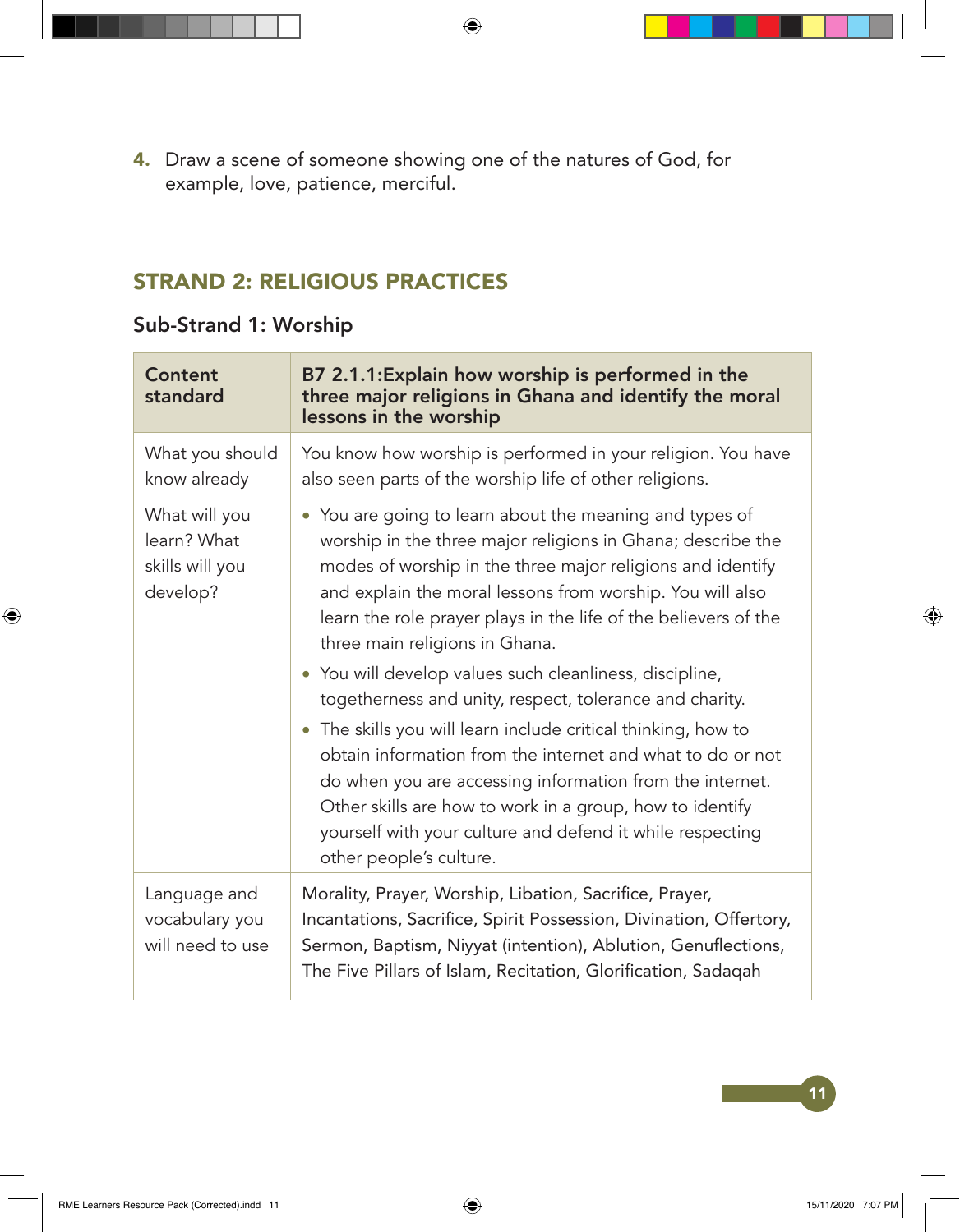4. Draw a scene of someone showing one of the natures of God, for example, love, patience, merciful.

## STRAND 2: RELIGIOUS PRACTICES

### Sub-Strand 1: Worship

| **Content standard** | **B7 2.1.1:Explain how worship is performed in the three major religions in Ghana and identify the moral lessons in the worship** |
|---|---|
| What you should know already | You know how worship is performed in your religion. You have also seen parts of the worship life of other religions. |
| What will you learn? What skills will you develop? | • You are going to learn about the meaning and types of worship in the three major religions in Ghana; describe the modes of worship in the three major religions and identify and explain the moral lessons from worship. You will also learn the role prayer plays in the life of the believers of the three main religions in Ghana.<br>• You will develop values such cleanliness, discipline, togetherness and unity, respect, tolerance and charity.<br>• The skills you will learn include critical thinking, how to obtain information from the internet and what to do or not do when you are accessing information from the internet. Other skills are how to work in a group, how to identify yourself with your culture and defend it while respecting other people's culture. |
| Language and vocabulary you will need to use | Morality, Prayer, Worship, Libation, Sacrifice, Prayer, Incantations, Sacrifice, Spirit Possession, Divination, Offertory, Sermon, Baptism, Niyyat (intention), Ablution, Genuflections, The Five Pillars of Islam, Recitation, Glorification, Sadaqah |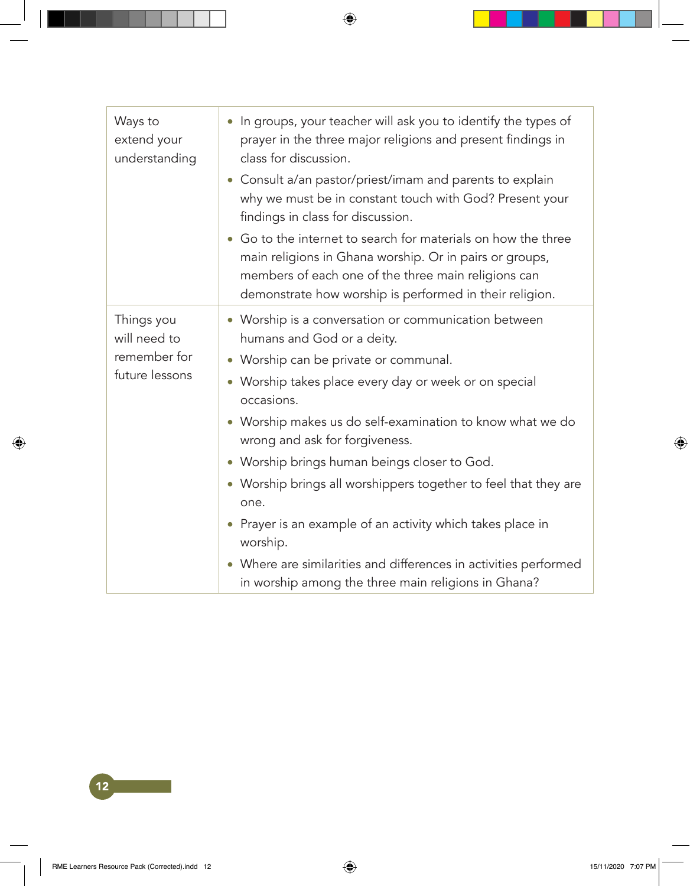| | |
|---|---|
| Ways to extend your understanding | • In groups, your teacher will ask you to identify the types of prayer in the three major religions and present findings in class for discussion.<br>• Consult a/an pastor/priest/imam and parents to explain why we must be in constant touch with God? Present your findings in class for discussion.<br>• Go to the internet to search for materials on how the three main religions in Ghana worship. Or in pairs or groups, members of each one of the three main religions can demonstrate how worship is performed in their religion. |
| Things you will need to remember for future lessons | • Worship is a conversation or communication between humans and God or a deity.<br>• Worship can be private or communal.<br>• Worship takes place every day or week or on special occasions.<br>• Worship makes us do self-examination to know what we do wrong and ask for forgiveness.<br>• Worship brings human beings closer to God.<br>• Worship brings all worshippers together to feel that they are one.<br>• Prayer is an example of an activity which takes place in worship.<br>• Where are similarities and differences in activities performed in worship among the three main religions in Ghana? |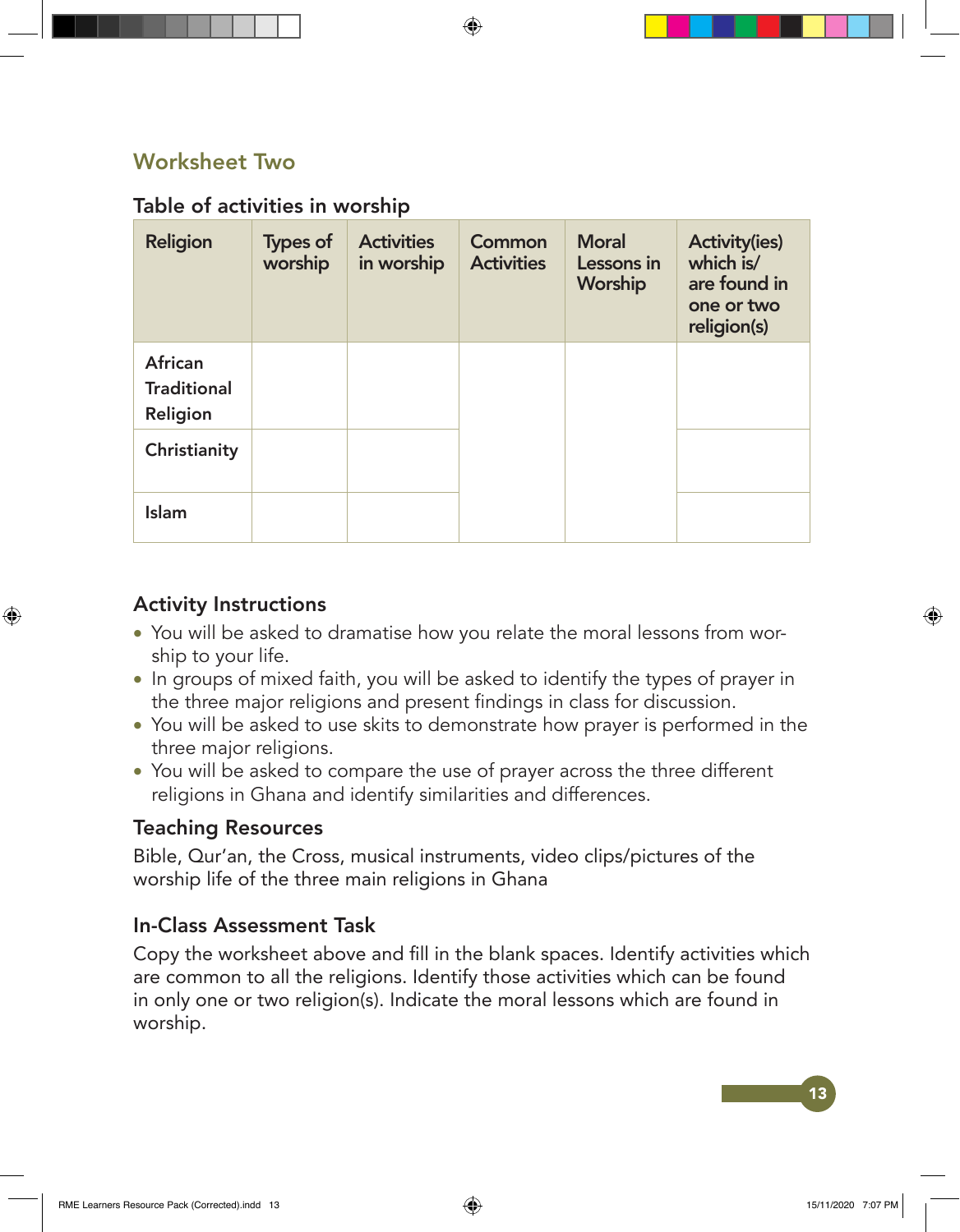## Worksheet Two

### Table of activities in worship

| Religion | Types of worship | Activities in worship | Common Activities | Moral Lessons in Worship | Activity(ies) which is/ are found in one or two religion(s) |
|---|---|---|---|---|---|
| African Traditional Religion | | | | | |
| Christianity | | | | | |
| Islam | | | | | |

### Activity Instructions

- You will be asked to dramatise how you relate the moral lessons from worship to your life.
- In groups of mixed faith, you will be asked to identify the types of prayer in the three major religions and present findings in class for discussion.
- You will be asked to use skits to demonstrate how prayer is performed in the three major religions.
- You will be asked to compare the use of prayer across the three different religions in Ghana and identify similarities and differences.

### Teaching Resources

Bible, Qur'an, the Cross, musical instruments, video clips/pictures of the worship life of the three main religions in Ghana

### In-Class Assessment Task

Copy the worksheet above and fill in the blank spaces. Identify activities which are common to all the religions. Identify those activities which can be found in only one or two religion(s). Indicate the moral lessons which are found in worship.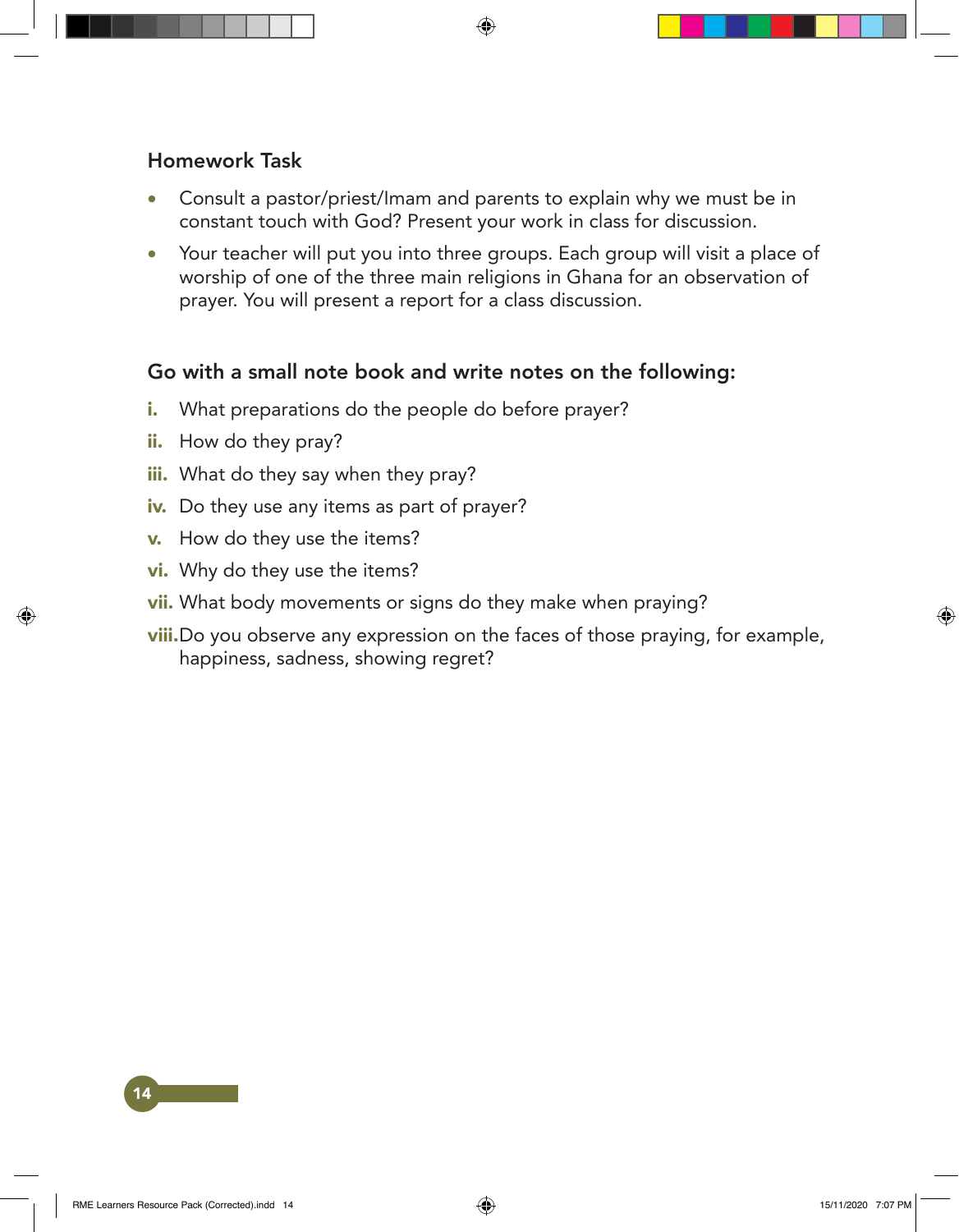### Homework Task

- Consult a pastor/priest/Imam and parents to explain why we must be in constant touch with God? Present your work in class for discussion.
- Your teacher will put you into three groups. Each group will visit a place of worship of one of the three main religions in Ghana for an observation of prayer. You will present a report for a class discussion.

### Go with a small note book and write notes on the following:

**i.** What preparations do the people do before prayer?

**ii.** How do they pray?

**iii.** What do they say when they pray?

**iv.** Do they use any items as part of prayer?

**v.** How do they use the items?

**vi.** Why do they use the items?

**vii.** What body movements or signs do they make when praying?

**viii.** Do you observe any expression on the faces of those praying, for example, happiness, sadness, showing regret?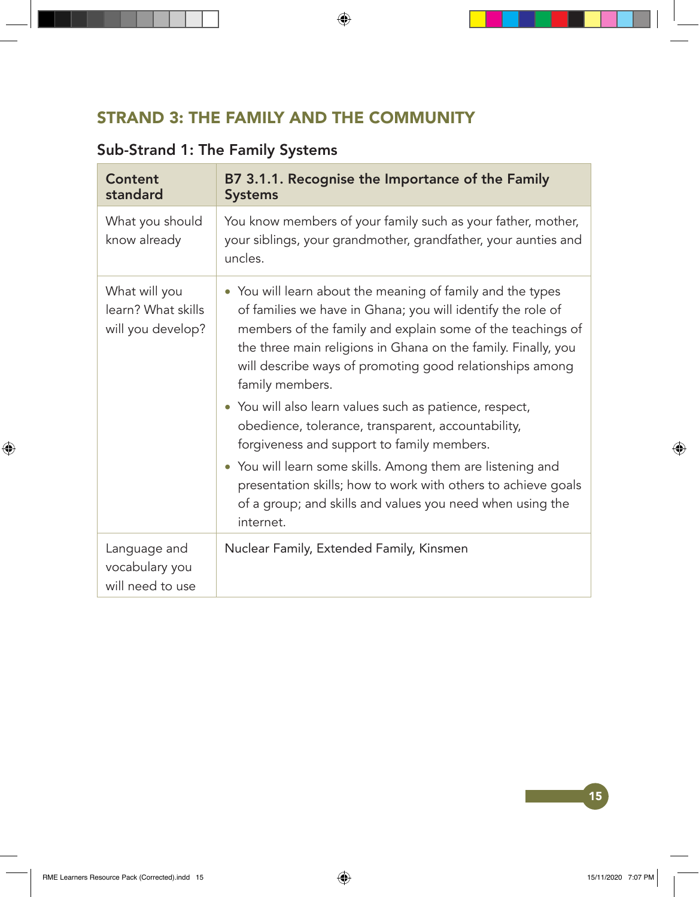## STRAND 3: THE FAMILY AND THE COMMUNITY

### Sub-Strand 1: The Family Systems

| Content standard | B7 3.1.1. Recognise the Importance of the Family Systems |
|---|---|
| What you should know already | You know members of your family such as your father, mother, your siblings, your grandmother, grandfather, your aunties and uncles. |
| What will you learn? What skills will you develop? | • You will learn about the meaning of family and the types of families we have in Ghana; you will identify the role of members of the family and explain some of the teachings of the three main religions in Ghana on the family. Finally, you will describe ways of promoting good relationships among family members.<br>• You will also learn values such as patience, respect, obedience, tolerance, transparent, accountability, forgiveness and support to family members.<br>• You will learn some skills. Among them are listening and presentation skills; how to work with others to achieve goals of a group; and skills and values you need when using the internet. |
| Language and vocabulary you will need to use | Nuclear Family, Extended Family, Kinsmen |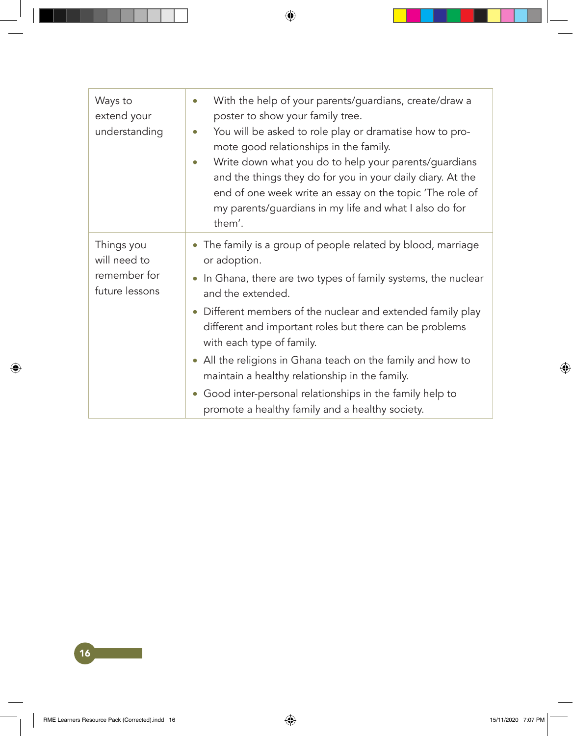| | |
|---|---|
| Ways to extend your understanding | • With the help of your parents/guardians, create/draw a poster to show your family tree.<br>• You will be asked to role play or dramatise how to promote good relationships in the family.<br>• Write down what you do to help your parents/guardians and the things they do for you in your daily diary. At the end of one week write an essay on the topic 'The role of my parents/guardians in my life and what I also do for them'. |
| Things you will need to remember for future lessons | • The family is a group of people related by blood, marriage or adoption.<br>• In Ghana, there are two types of family systems, the nuclear and the extended.<br>• Different members of the nuclear and extended family play different and important roles but there can be problems with each type of family.<br>• All the religions in Ghana teach on the family and how to maintain a healthy relationship in the family.<br>• Good inter-personal relationships in the family help to promote a healthy family and a healthy society. |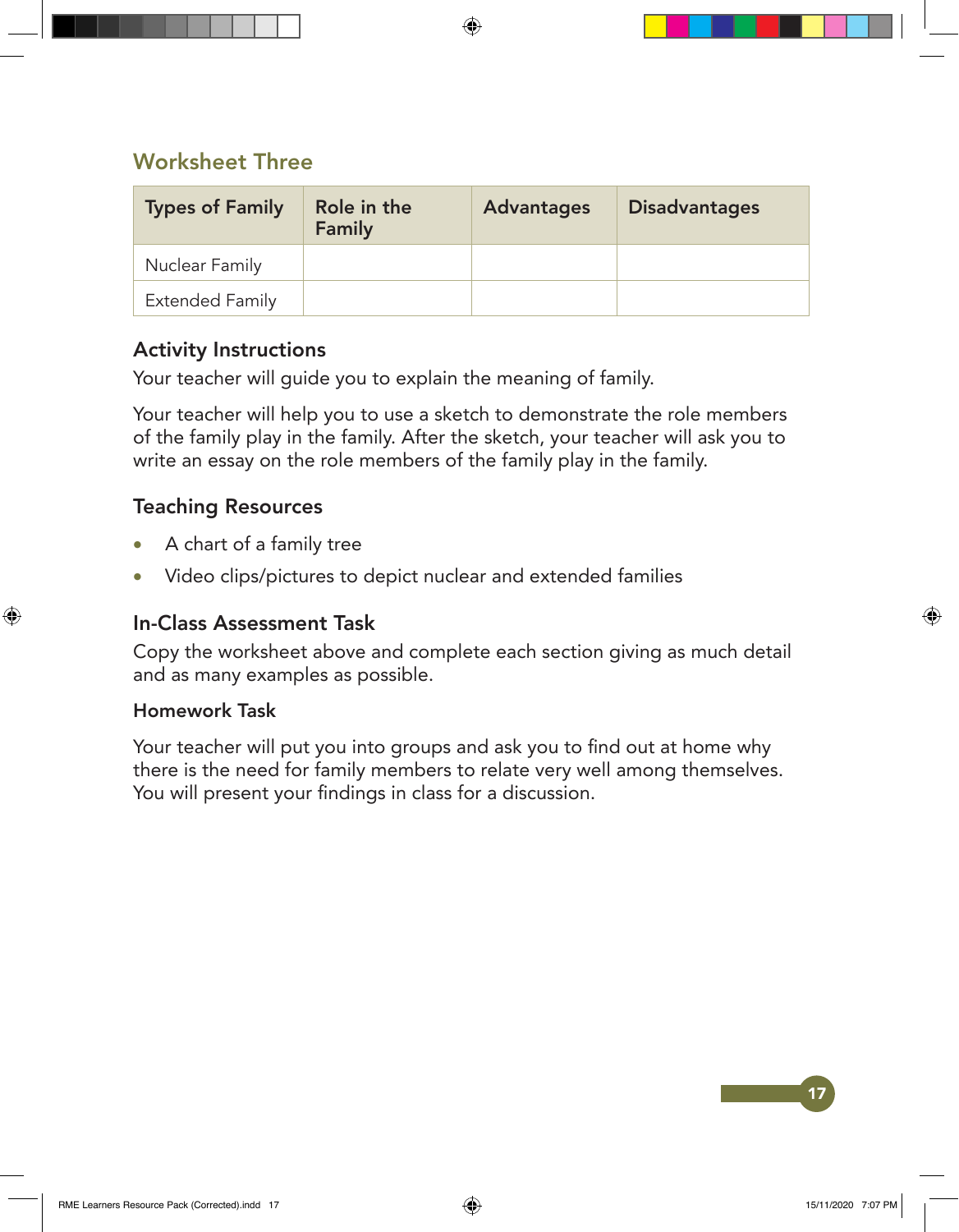## Worksheet Three

| Types of Family | Role in the Family | Advantages | Disadvantages |
|---|---|---|---|
| Nuclear Family | | | |
| Extended Family | | | |

### Activity Instructions

Your teacher will guide you to explain the meaning of family.

Your teacher will help you to use a sketch to demonstrate the role members of the family play in the family. After the sketch, your teacher will ask you to write an essay on the role members of the family play in the family.

### Teaching Resources

- A chart of a family tree
- Video clips/pictures to depict nuclear and extended families

### In-Class Assessment Task

Copy the worksheet above and complete each section giving as much detail and as many examples as possible.

#### Homework Task

Your teacher will put you into groups and ask you to find out at home why there is the need for family members to relate very well among themselves. You will present your findings in class for a discussion.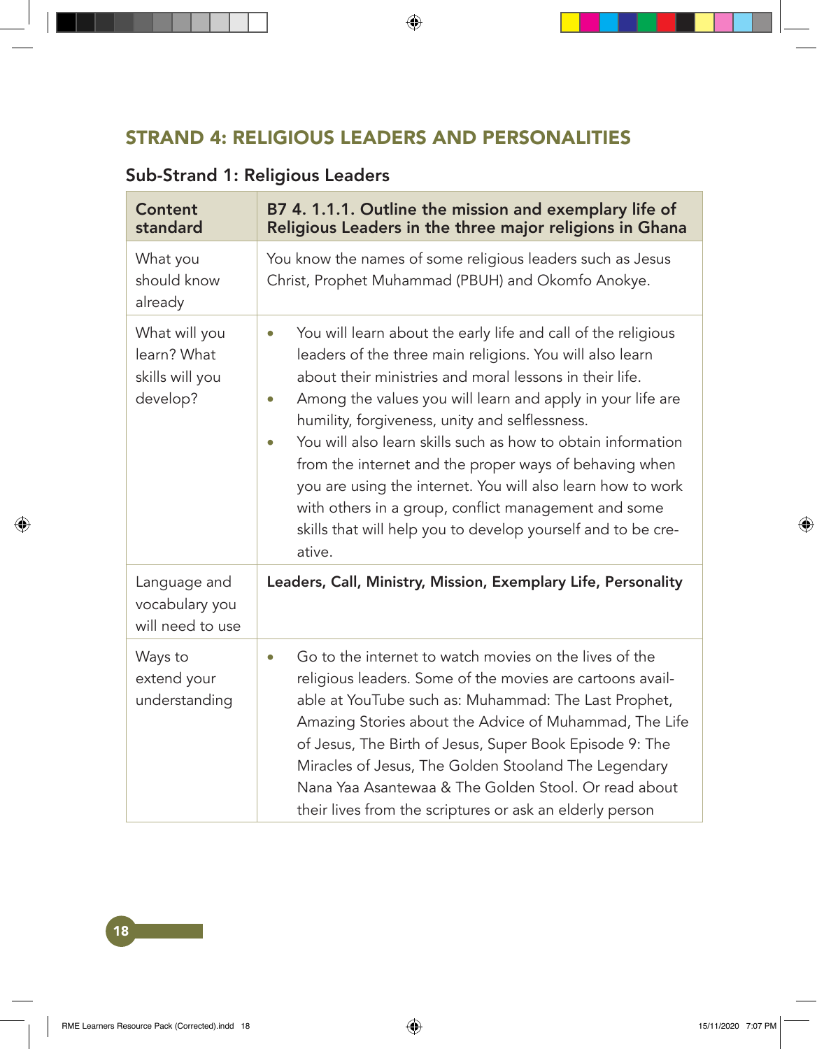## STRAND 4: RELIGIOUS LEADERS AND PERSONALITIES

### Sub-Strand 1: Religious Leaders

| **Content standard** | **B7 4. 1.1.1. Outline the mission and exemplary life of Religious Leaders in the three major religions in Ghana** |
|---|---|
| What you should know already | You know the names of some religious leaders such as Jesus Christ, Prophet Muhammad (PBUH) and Okomfo Anokye. |
| What will you learn? What skills will you develop? | • You will learn about the early life and call of the religious leaders of the three main religions. You will also learn about their ministries and moral lessons in their life.<br>• Among the values you will learn and apply in your life are humility, forgiveness, unity and selflessness.<br>• You will also learn skills such as how to obtain information from the internet and the proper ways of behaving when you are using the internet. You will also learn how to work with others in a group, conflict management and some skills that will help you to develop yourself and to be creative. |
| Language and vocabulary you will need to use | **Leaders, Call, Ministry, Mission, Exemplary Life, Personality** |
| Ways to extend your understanding | • Go to the internet to watch movies on the lives of the religious leaders. Some of the movies are cartoons available at YouTube such as: Muhammad: The Last Prophet, Amazing Stories about the Advice of Muhammad, The Life of Jesus, The Birth of Jesus, Super Book Episode 9: The Miracles of Jesus, The Golden Stooland The Legendary Nana Yaa Asantewaa & The Golden Stool. Or read about their lives from the scriptures or ask an elderly person |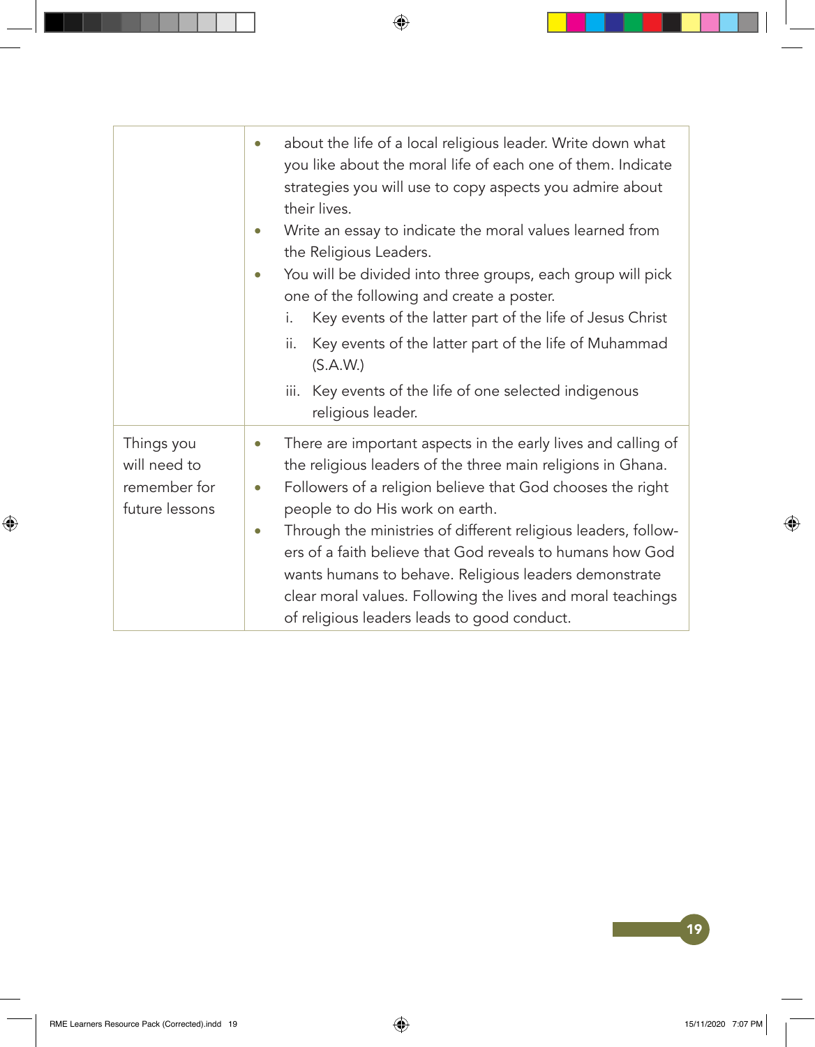|  |  |
|---|---|
|  | • about the life of a local religious leader. Write down what you like about the moral life of each one of them. Indicate strategies you will use to copy aspects you admire about their lives.<br>• Write an essay to indicate the moral values learned from the Religious Leaders.<br>• You will be divided into three groups, each group will pick one of the following and create a poster.<br>i. Key events of the latter part of the life of Jesus Christ<br>ii. Key events of the latter part of the life of Muhammad (S.A.W.)<br>iii. Key events of the life of one selected indigenous religious leader. |
| Things you will need to remember for future lessons | • There are important aspects in the early lives and calling of the religious leaders of the three main religions in Ghana.<br>• Followers of a religion believe that God chooses the right people to do His work on earth.<br>• Through the ministries of different religious leaders, followers of a faith believe that God reveals to humans how God wants humans to behave. Religious leaders demonstrate clear moral values. Following the lives and moral teachings of religious leaders leads to good conduct. |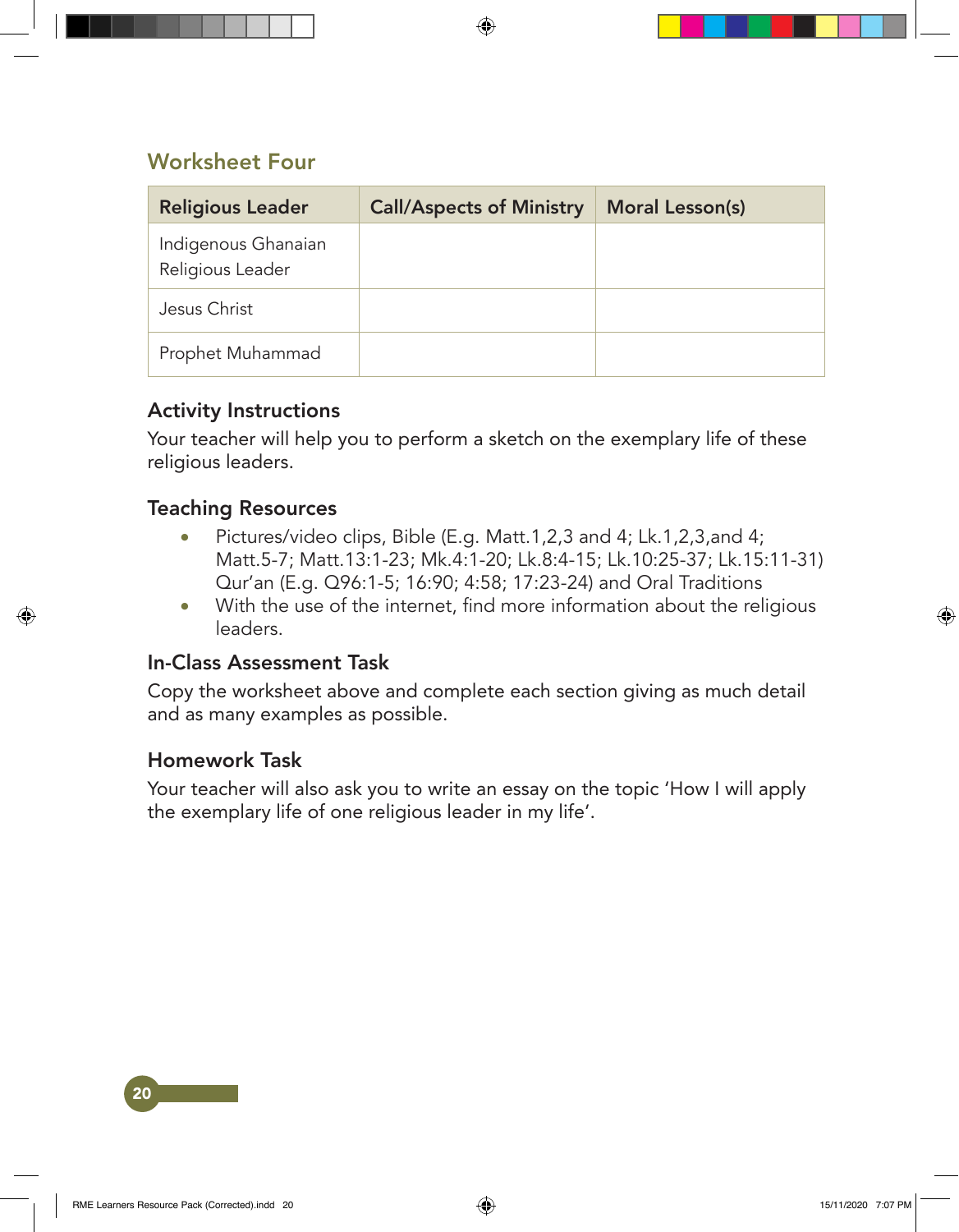## Worksheet Four

| Religious Leader | Call/Aspects of Ministry | Moral Lesson(s) |
| --- | --- | --- |
| Indigenous Ghanaian Religious Leader | | |
| Jesus Christ | | |
| Prophet Muhammad | | |

### Activity Instructions

Your teacher will help you to perform a sketch on the exemplary life of these religious leaders.

### Teaching Resources

- Pictures/video clips, Bible (E.g. Matt.1,2,3 and 4; Lk.1,2,3,and 4; Matt.5-7; Matt.13:1-23; Mk.4:1-20; Lk.8:4-15; Lk.10:25-37; Lk.15:11-31) Qur'an (E.g. Q96:1-5; 16:90; 4:58; 17:23-24) and Oral Traditions
- With the use of the internet, find more information about the religious leaders.

### In-Class Assessment Task

Copy the worksheet above and complete each section giving as much detail and as many examples as possible.

### Homework Task

Your teacher will also ask you to write an essay on the topic 'How I will apply the exemplary life of one religious leader in my life'.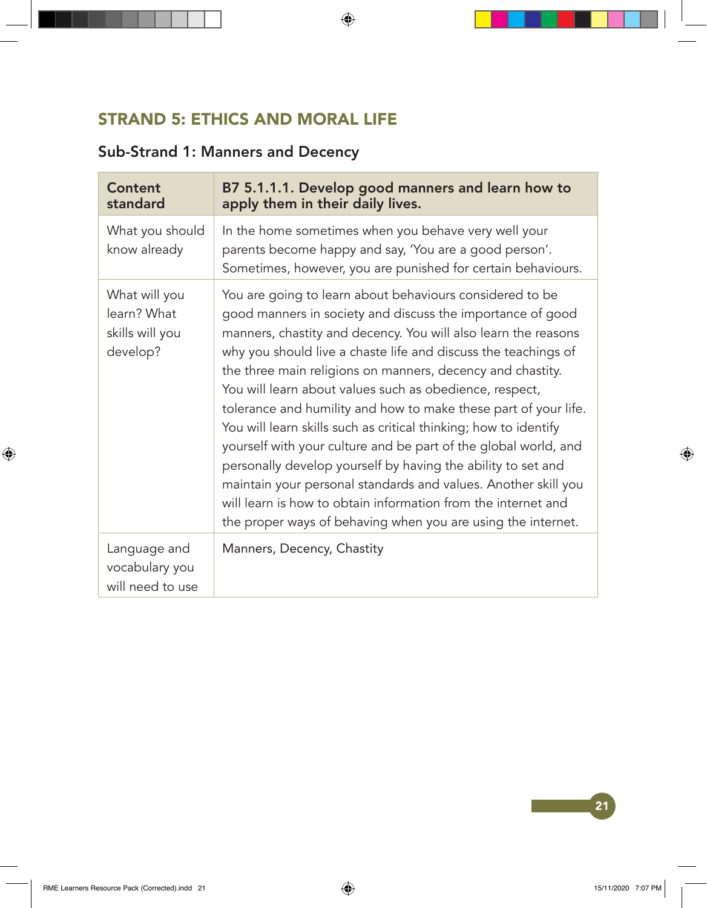## STRAND 5: ETHICS AND MORAL LIFE

### Sub-Strand 1: Manners and Decency

| Content standard | B7 5.1.1.1. Develop good manners and learn how to apply them in their daily lives. |
| --- | --- |
| What you should know already | In the home sometimes when you behave very well your parents become happy and say, 'You are a good person'. Sometimes, however, you are punished for certain behaviours. |
| What will you learn? What skills will you develop? | You are going to learn about behaviours considered to be good manners in society and discuss the importance of good manners, chastity and decency. You will also learn the reasons why you should live a chaste life and discuss the teachings of the three main religions on manners, decency and chastity. You will learn about values such as obedience, respect, tolerance and humility and how to make these part of your life. You will learn skills such as critical thinking; how to identify yourself with your culture and be part of the global world, and personally develop yourself by having the ability to set and maintain your personal standards and values. Another skill you will learn is how to obtain information from the internet and the proper ways of behaving when you are using the internet. |
| Language and vocabulary you will need to use | Manners, Decency, Chastity |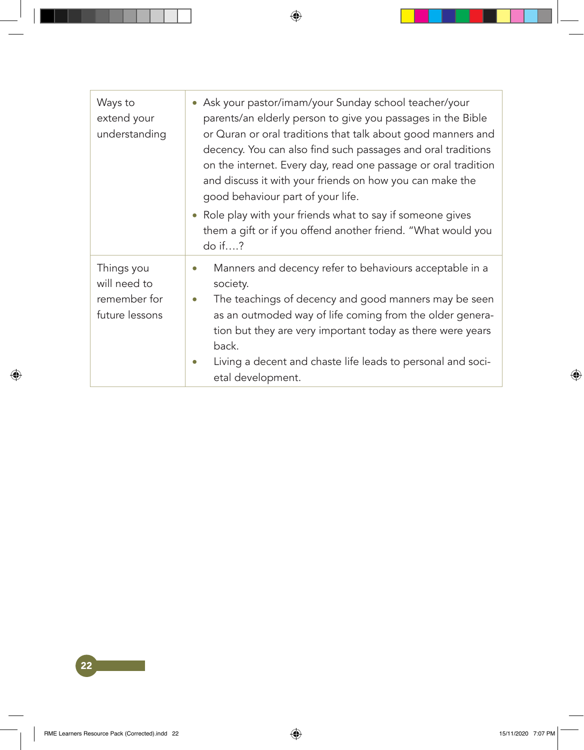| | |
|---|---|
| Ways to extend your understanding | • Ask your pastor/imam/your Sunday school teacher/your parents/an elderly person to give you passages in the Bible or Quran or oral traditions that talk about good manners and decency. You can also find such passages and oral traditions on the internet. Every day, read one passage or oral tradition and discuss it with your friends on how you can make the good behaviour part of your life.<br>• Role play with your friends what to say if someone gives them a gift or if you offend another friend. "What would you do if….? |
| Things you will need to remember for future lessons | • Manners and decency refer to behaviours acceptable in a society.<br>• The teachings of decency and good manners may be seen as an outmoded way of life coming from the older generation but they are very important today as there were years back.<br>• Living a decent and chaste life leads to personal and societal development. |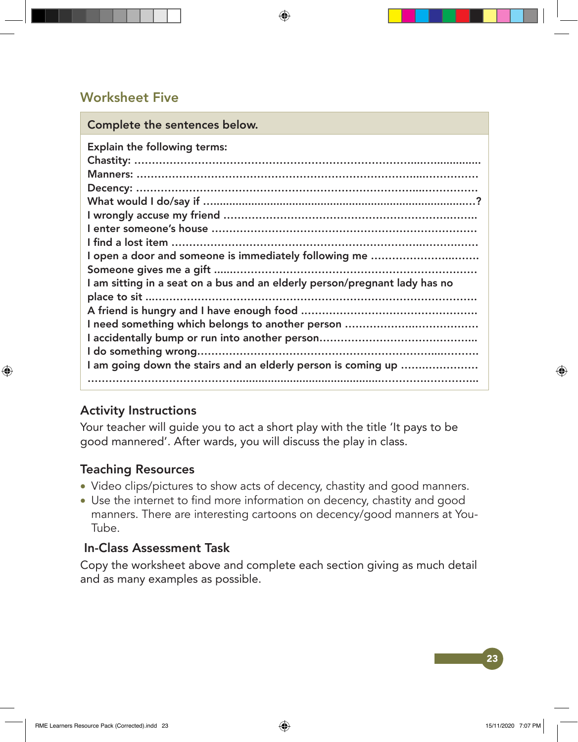## Worksheet Five

**Complete the sentences below.**

**Explain the following terms:**
**Chastity:** ……………………………………………………………………………………
**Manners:** ……………………………………………………………………………………
**Decency:** ……………………………………………………………………………………
**What would I do/say if** ……………………………………………………………………?
**I wrongly accuse my friend** ………………………………………………………………
**I enter someone's house** …………………………………………………………………
**I find a lost item** ……………………………………………………………………………
**I open a door and someone is immediately following me** ……………………………
**Someone gives me a gift** …………………………………………………………………
**I am sitting in a seat on a bus and an elderly person/pregnant lady has no place to sit** ……………………………………………………………………………………
**A friend is hungry and I have enough food** ……………………………………………
**I need something which belongs to another person** …………………………………
**I accidentally bump or run into another person**………………………………………
**I do something wrong**………………………………………………………………………
**I am going down the stairs and an elderly person is coming up** ……………………
……………………………………………………………………………………………………

### Activity Instructions

Your teacher will guide you to act a short play with the title 'It pays to be good mannered'. After wards, you will discuss the play in class.

### Teaching Resources

- Video clips/pictures to show acts of decency, chastity and good manners.
- Use the internet to find more information on decency, chastity and good manners. There are interesting cartoons on decency/good manners at You-Tube.

### In-Class Assessment Task

Copy the worksheet above and complete each section giving as much detail and as many examples as possible.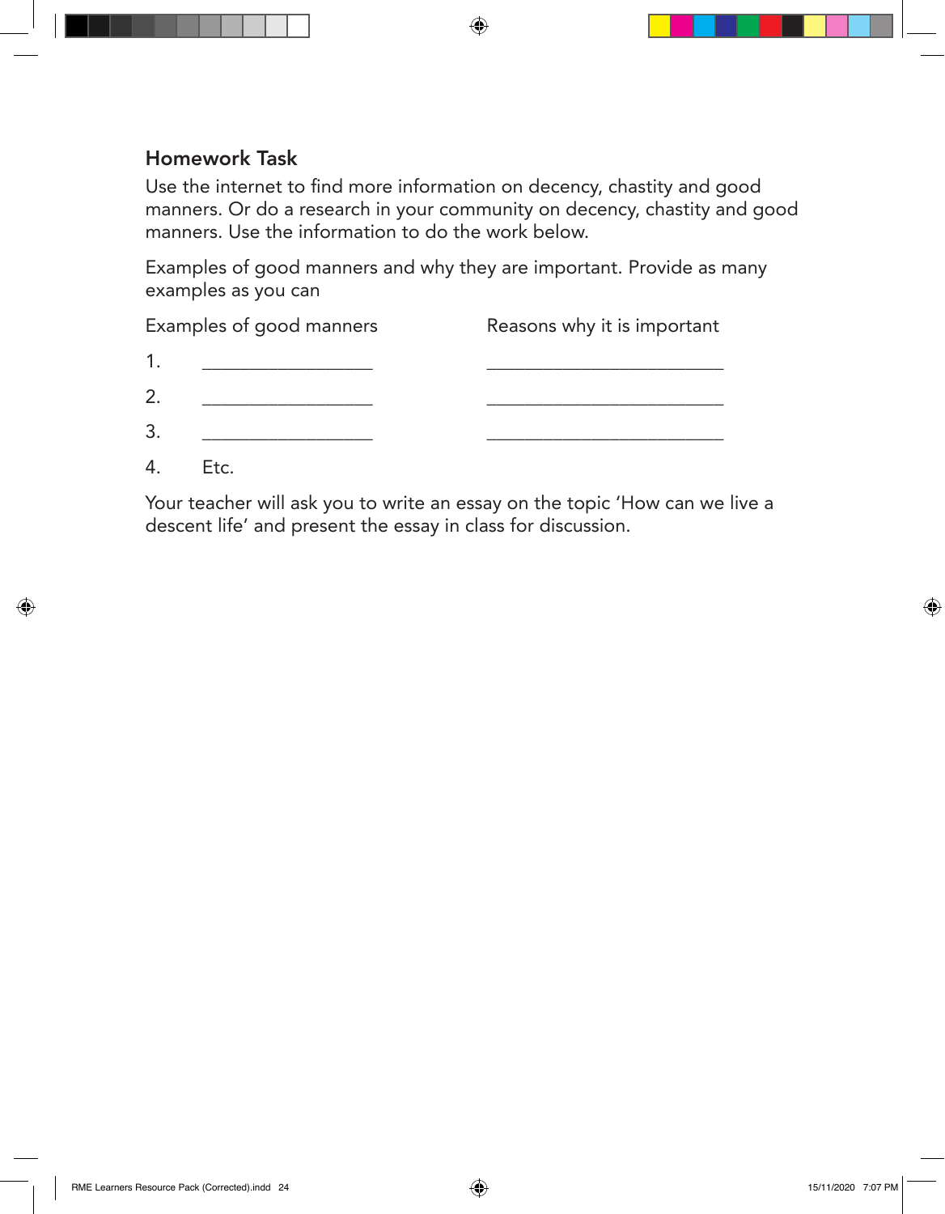### Homework Task

Use the internet to find more information on decency, chastity and good manners. Or do a research in your community on decency, chastity and good manners. Use the information to do the work below.

Examples of good manners and why they are important. Provide as many examples as you can

| | Examples of good manners | Reasons why it is important |
|---|---|---|
| 1. | __________________ | _________________________ |
| 2. | __________________ | _________________________ |
| 3. | __________________ | _________________________ |
| 4. | Etc. | |

Your teacher will ask you to write an essay on the topic 'How can we live a descent life' and present the essay in class for discussion.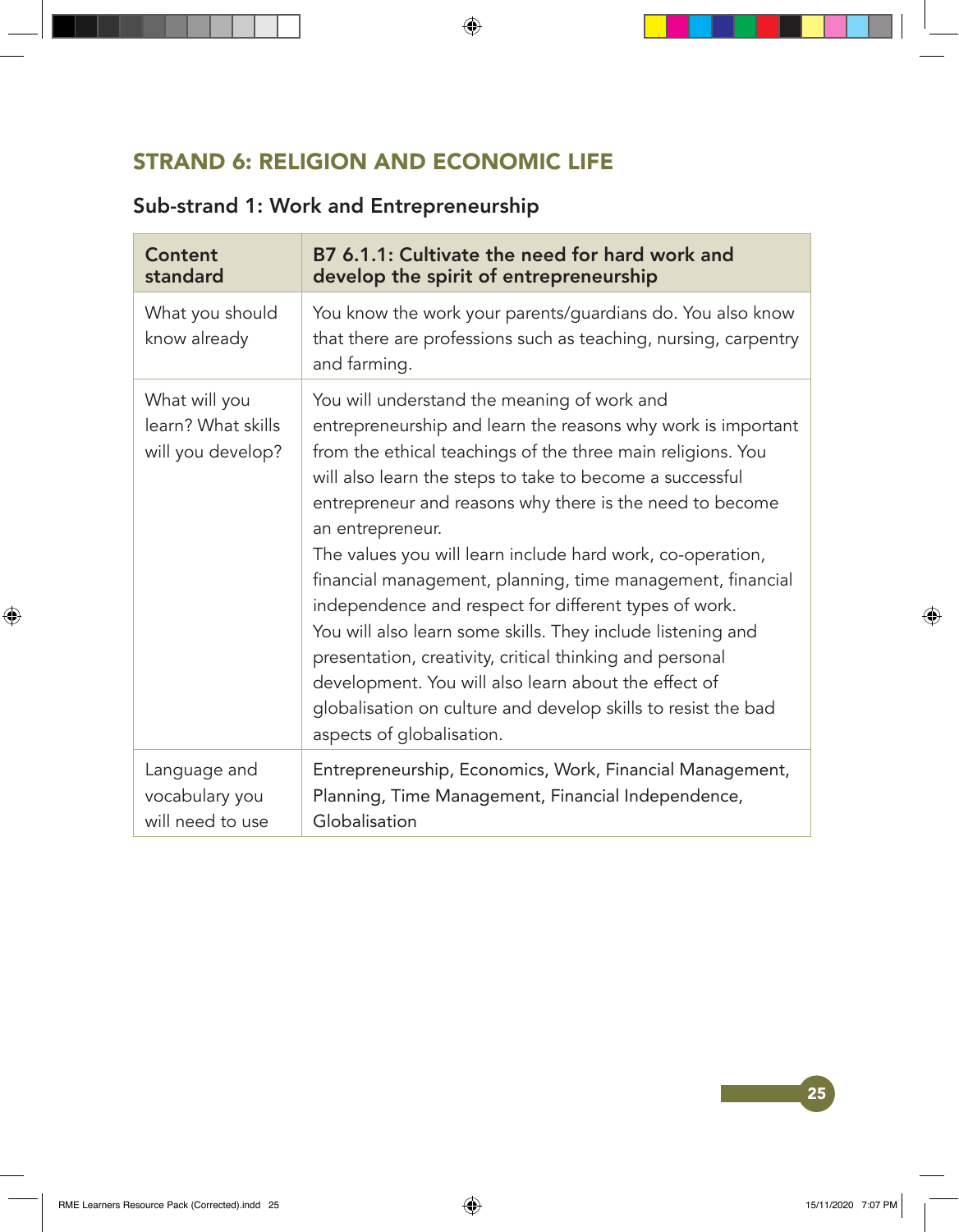## STRAND 6: RELIGION AND ECONOMIC LIFE

### Sub-strand 1: Work and Entrepreneurship

| **Content standard** | **B7 6.1.1: Cultivate the need for hard work and develop the spirit of entrepreneurship** |
|---|---|
| What you should know already | You know the work your parents/guardians do. You also know that there are professions such as teaching, nursing, carpentry and farming. |
| What will you learn? What skills will you develop? | You will understand the meaning of work and entrepreneurship and learn the reasons why work is important from the ethical teachings of the three main religions. You will also learn the steps to take to become a successful entrepreneur and reasons why there is the need to become an entrepreneur.<br>The values you will learn include hard work, co-operation, financial management, planning, time management, financial independence and respect for different types of work.<br>You will also learn some skills. They include listening and presentation, creativity, critical thinking and personal development. You will also learn about the effect of globalisation on culture and develop skills to resist the bad aspects of globalisation. |
| Language and vocabulary you will need to use | Entrepreneurship, Economics, Work, Financial Management, Planning, Time Management, Financial Independence, Globalisation |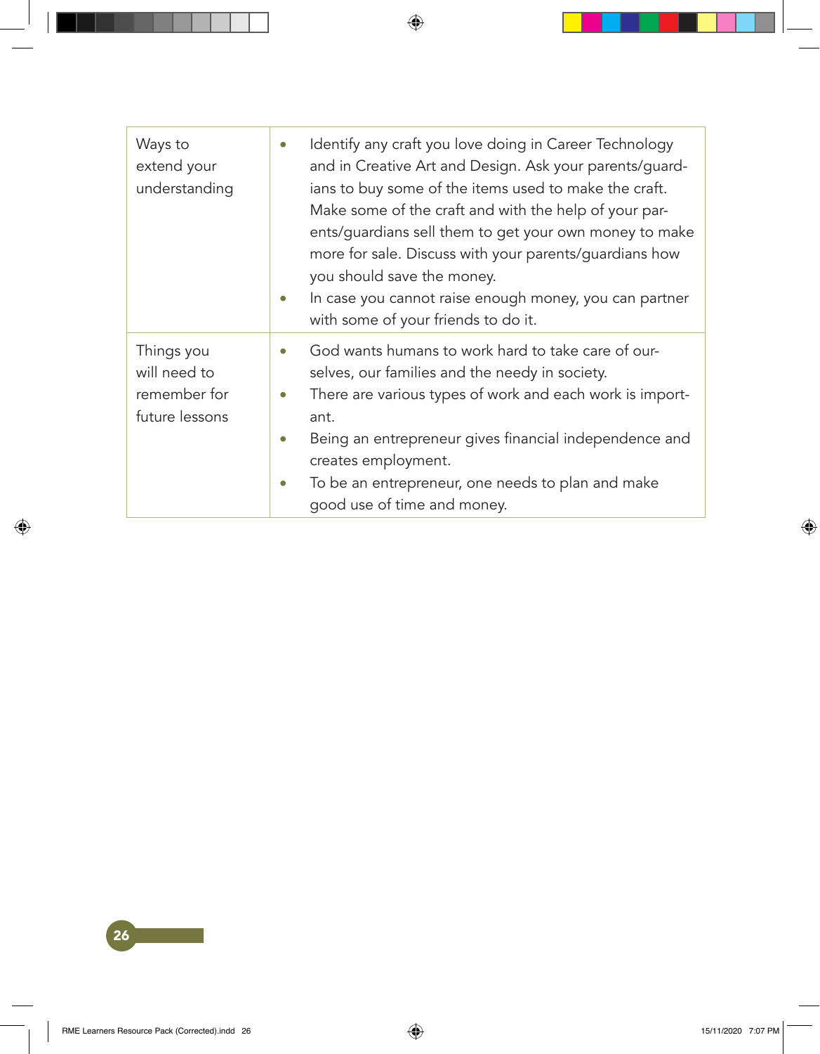| | |
|---|---|
| Ways to extend your understanding | • Identify any craft you love doing in Career Technology and in Creative Art and Design. Ask your parents/guardians to buy some of the items used to make the craft. Make some of the craft and with the help of your parents/guardians sell them to get your own money to make more for sale. Discuss with your parents/guardians how you should save the money.<br>• In case you cannot raise enough money, you can partner with some of your friends to do it. |
| Things you will need to remember for future lessons | • God wants humans to work hard to take care of ourselves, our families and the needy in society.<br>• There are various types of work and each work is important.<br>• Being an entrepreneur gives financial independence and creates employment.<br>• To be an entrepreneur, one needs to plan and make good use of time and money. |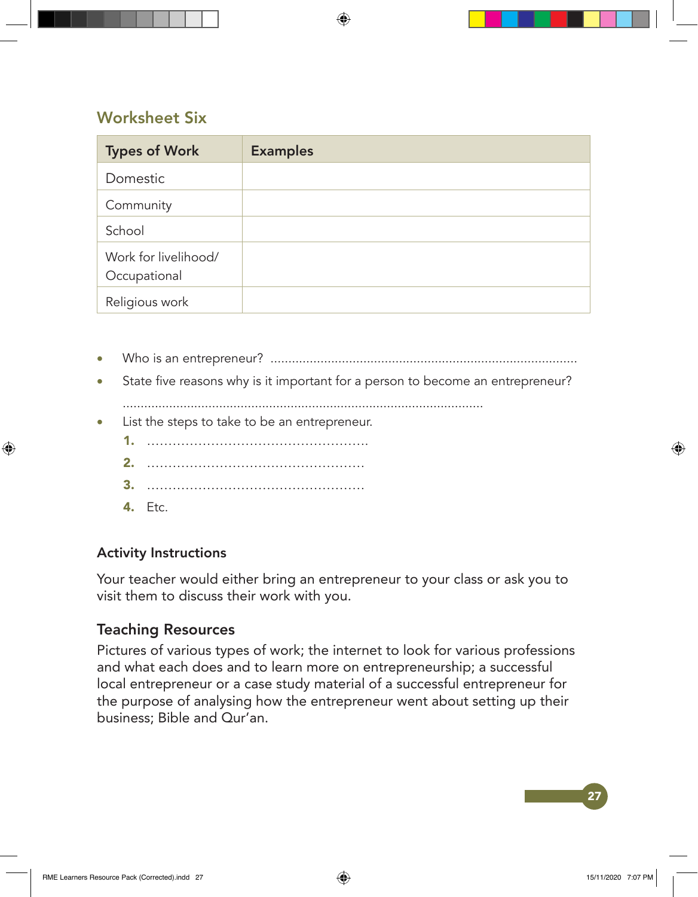## Worksheet Six

| Types of Work | Examples |
| --- | --- |
| Domestic | |
| Community | |
| School | |
| Work for livelihood/ Occupational | |
| Religious work | |

- Who is an entrepreneur? ....................................................................................
- State five reasons why is it important for a person to become an entrepreneur?

  ....................................................................................................
- List the steps to take to be an entrepreneur.
  1. ....................................................
  2. ....................................................
  3. ....................................................
  4. Etc.

### Activity Instructions

Your teacher would either bring an entrepreneur to your class or ask you to visit them to discuss their work with you.

### Teaching Resources

Pictures of various types of work; the internet to look for various professions and what each does and to learn more on entrepreneurship; a successful local entrepreneur or a case study material of a successful entrepreneur for the purpose of analysing how the entrepreneur went about setting up their business; Bible and Qur'an.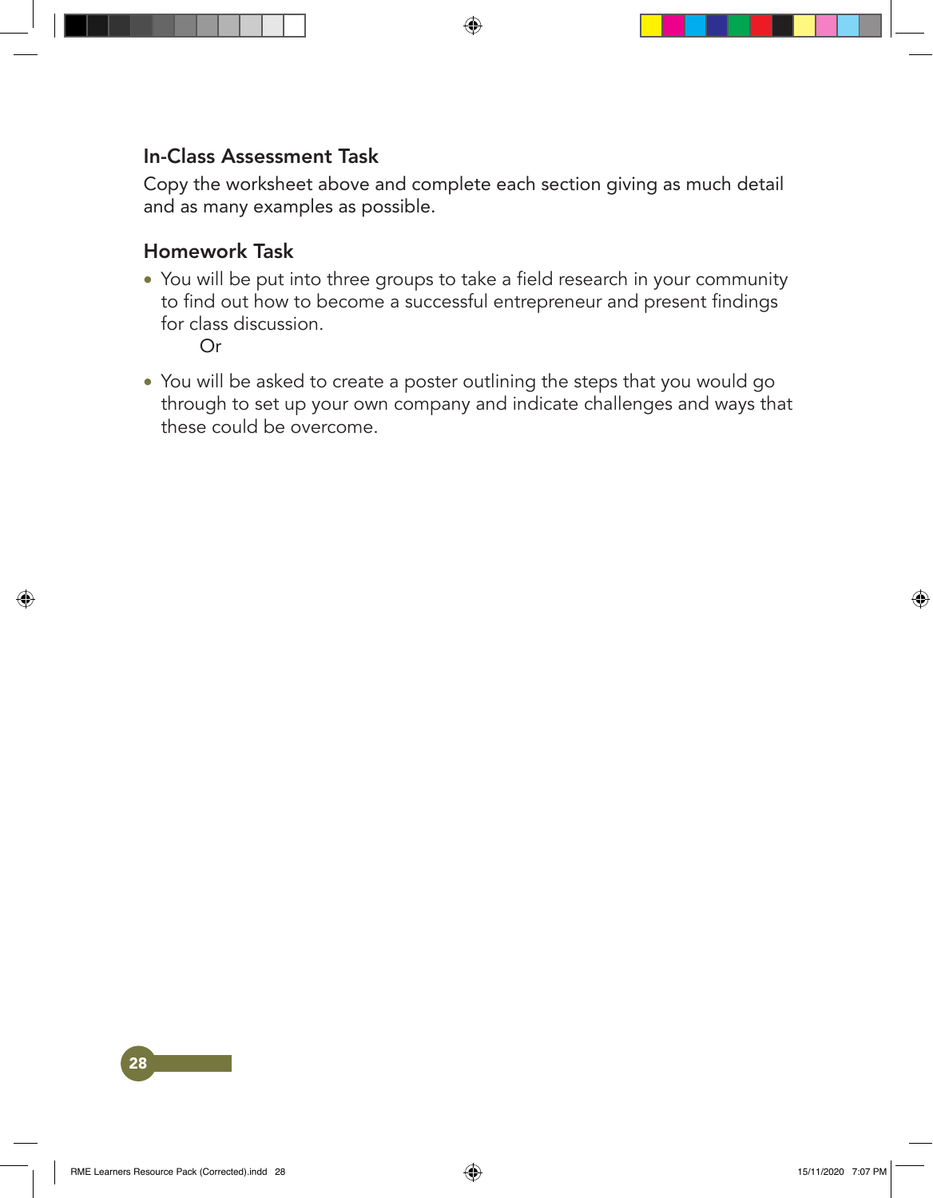### In-Class Assessment Task

Copy the worksheet above and complete each section giving as much detail and as many examples as possible.

### Homework Task

- You will be put into three groups to take a field research in your community to find out how to become a successful entrepreneur and present findings for class discussion.

  Or

- You will be asked to create a poster outlining the steps that you would go through to set up your own company and indicate challenges and ways that these could be overcome.